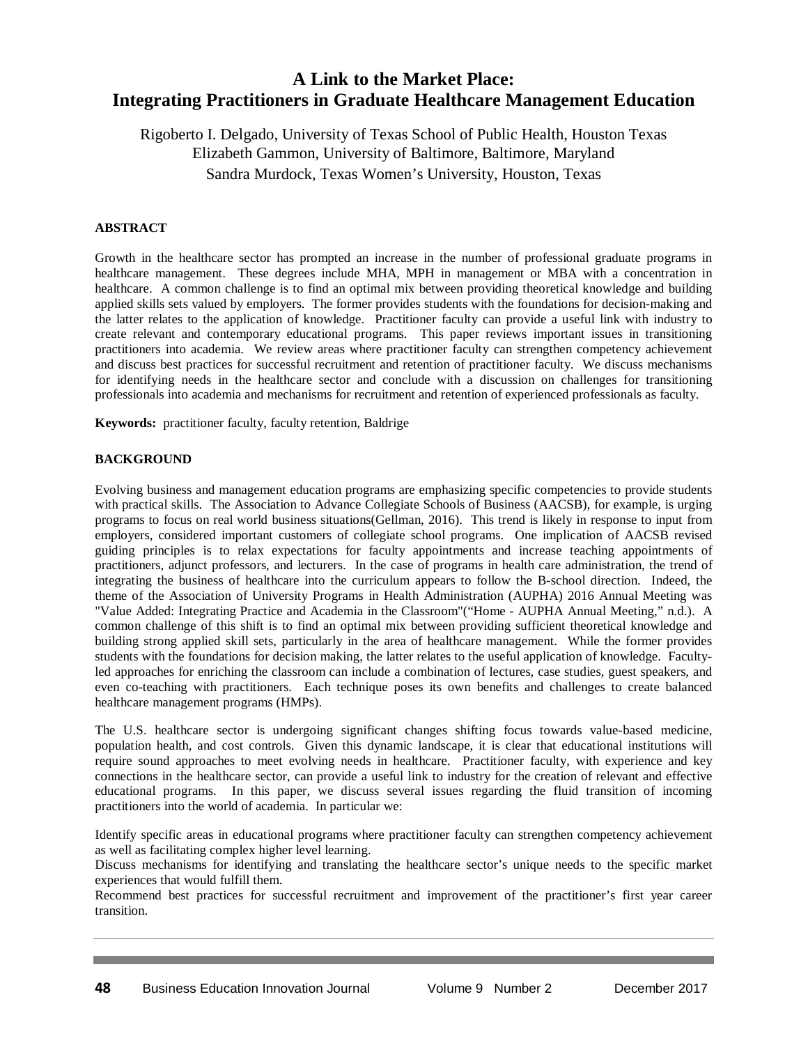# A Link to the Market Place: Integrating Practitioners in Graduate Healthcare Management Education

Rigoberto I. Delgado, University of Texas School of Public Health, Houston Texas
Elizabeth Gammon, University of Baltimore, Baltimore, Maryland
Sandra Murdock, Texas Women's University, Houston, Texas

## ABSTRACT

Growth in the healthcare sector has prompted an increase in the number of professional graduate programs in healthcare management. These degrees include MHA, MPH in management or MBA with a concentration in healthcare. A common challenge is to find an optimal mix between providing theoretical knowledge and building applied skills sets valued by employers. The former provides students with the foundations for decision-making and the latter relates to the application of knowledge. Practitioner faculty can provide a useful link with industry to create relevant and contemporary educational programs. This paper reviews important issues in transitioning practitioners into academia. We review areas where practitioner faculty can strengthen competency achievement and discuss best practices for successful recruitment and retention of practitioner faculty. We discuss mechanisms for identifying needs in the healthcare sector and conclude with a discussion on challenges for transitioning professionals into academia and mechanisms for recruitment and retention of experienced professionals as faculty.

**Keywords:** practitioner faculty, faculty retention, Baldrige

## BACKGROUND

Evolving business and management education programs are emphasizing specific competencies to provide students with practical skills. The Association to Advance Collegiate Schools of Business (AACSB), for example, is urging programs to focus on real world business situations(Gellman, 2016). This trend is likely in response to input from employers, considered important customers of collegiate school programs. One implication of AACSB revised guiding principles is to relax expectations for faculty appointments and increase teaching appointments of practitioners, adjunct professors, and lecturers. In the case of programs in health care administration, the trend of integrating the business of healthcare into the curriculum appears to follow the B-school direction. Indeed, the theme of the Association of University Programs in Health Administration (AUPHA) 2016 Annual Meeting was "Value Added: Integrating Practice and Academia in the Classroom"("Home - AUPHA Annual Meeting," n.d.). A common challenge of this shift is to find an optimal mix between providing sufficient theoretical knowledge and building strong applied skill sets, particularly in the area of healthcare management. While the former provides students with the foundations for decision making, the latter relates to the useful application of knowledge. Faculty-led approaches for enriching the classroom can include a combination of lectures, case studies, guest speakers, and even co-teaching with practitioners. Each technique poses its own benefits and challenges to create balanced healthcare management programs (HMPs).

The U.S. healthcare sector is undergoing significant changes shifting focus towards value-based medicine, population health, and cost controls. Given this dynamic landscape, it is clear that educational institutions will require sound approaches to meet evolving needs in healthcare. Practitioner faculty, with experience and key connections in the healthcare sector, can provide a useful link to industry for the creation of relevant and effective educational programs. In this paper, we discuss several issues regarding the fluid transition of incoming practitioners into the world of academia. In particular we:

Identify specific areas in educational programs where practitioner faculty can strengthen competency achievement as well as facilitating complex higher level learning.

Discuss mechanisms for identifying and translating the healthcare sector's unique needs to the specific market experiences that would fulfill them.

Recommend best practices for successful recruitment and improvement of the practitioner's first year career transition.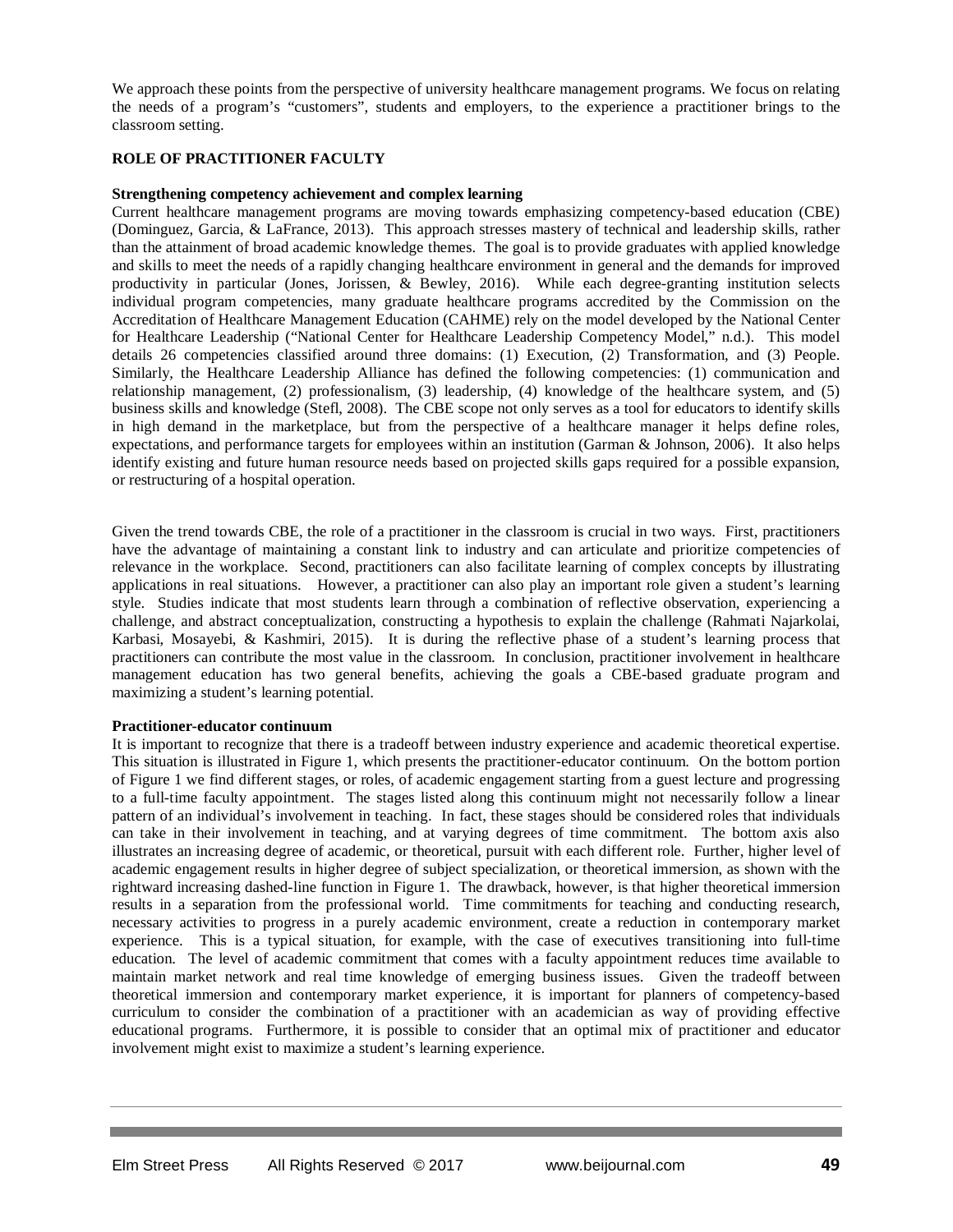We approach these points from the perspective of university healthcare management programs. We focus on relating the needs of a program's "customers", students and employers, to the experience a practitioner brings to the classroom setting.

## ROLE OF PRACTITIONER FACULTY

### Strengthening competency achievement and complex learning

Current healthcare management programs are moving towards emphasizing competency-based education (CBE) (Dominguez, Garcia, & LaFrance, 2013). This approach stresses mastery of technical and leadership skills, rather than the attainment of broad academic knowledge themes. The goal is to provide graduates with applied knowledge and skills to meet the needs of a rapidly changing healthcare environment in general and the demands for improved productivity in particular (Jones, Jorissen, & Bewley, 2016). While each degree-granting institution selects individual program competencies, many graduate healthcare programs accredited by the Commission on the Accreditation of Healthcare Management Education (CAHME) rely on the model developed by the National Center for Healthcare Leadership ("National Center for Healthcare Leadership Competency Model," n.d.). This model details 26 competencies classified around three domains: (1) Execution, (2) Transformation, and (3) People. Similarly, the Healthcare Leadership Alliance has defined the following competencies: (1) communication and relationship management, (2) professionalism, (3) leadership, (4) knowledge of the healthcare system, and (5) business skills and knowledge (Stefl, 2008). The CBE scope not only serves as a tool for educators to identify skills in high demand in the marketplace, but from the perspective of a healthcare manager it helps define roles, expectations, and performance targets for employees within an institution (Garman & Johnson, 2006). It also helps identify existing and future human resource needs based on projected skills gaps required for a possible expansion, or restructuring of a hospital operation.

Given the trend towards CBE, the role of a practitioner in the classroom is crucial in two ways. First, practitioners have the advantage of maintaining a constant link to industry and can articulate and prioritize competencies of relevance in the workplace. Second, practitioners can also facilitate learning of complex concepts by illustrating applications in real situations. However, a practitioner can also play an important role given a student's learning style. Studies indicate that most students learn through a combination of reflective observation, experiencing a challenge, and abstract conceptualization, constructing a hypothesis to explain the challenge (Rahmati Najarkolai, Karbasi, Mosayebi, & Kashmiri, 2015). It is during the reflective phase of a student's learning process that practitioners can contribute the most value in the classroom. In conclusion, practitioner involvement in healthcare management education has two general benefits, achieving the goals a CBE-based graduate program and maximizing a student's learning potential.

### Practitioner-educator continuum

It is important to recognize that there is a tradeoff between industry experience and academic theoretical expertise. This situation is illustrated in Figure 1, which presents the practitioner-educator continuum. On the bottom portion of Figure 1 we find different stages, or roles, of academic engagement starting from a guest lecture and progressing to a full-time faculty appointment. The stages listed along this continuum might not necessarily follow a linear pattern of an individual's involvement in teaching. In fact, these stages should be considered roles that individuals can take in their involvement in teaching, and at varying degrees of time commitment. The bottom axis also illustrates an increasing degree of academic, or theoretical, pursuit with each different role. Further, higher level of academic engagement results in higher degree of subject specialization, or theoretical immersion, as shown with the rightward increasing dashed-line function in Figure 1. The drawback, however, is that higher theoretical immersion results in a separation from the professional world. Time commitments for teaching and conducting research, necessary activities to progress in a purely academic environment, create a reduction in contemporary market experience. This is a typical situation, for example, with the case of executives transitioning into full-time education. The level of academic commitment that comes with a faculty appointment reduces time available to maintain market network and real time knowledge of emerging business issues. Given the tradeoff between theoretical immersion and contemporary market experience, it is important for planners of competency-based curriculum to consider the combination of a practitioner with an academician as way of providing effective educational programs. Furthermore, it is possible to consider that an optimal mix of practitioner and educator involvement might exist to maximize a student's learning experience.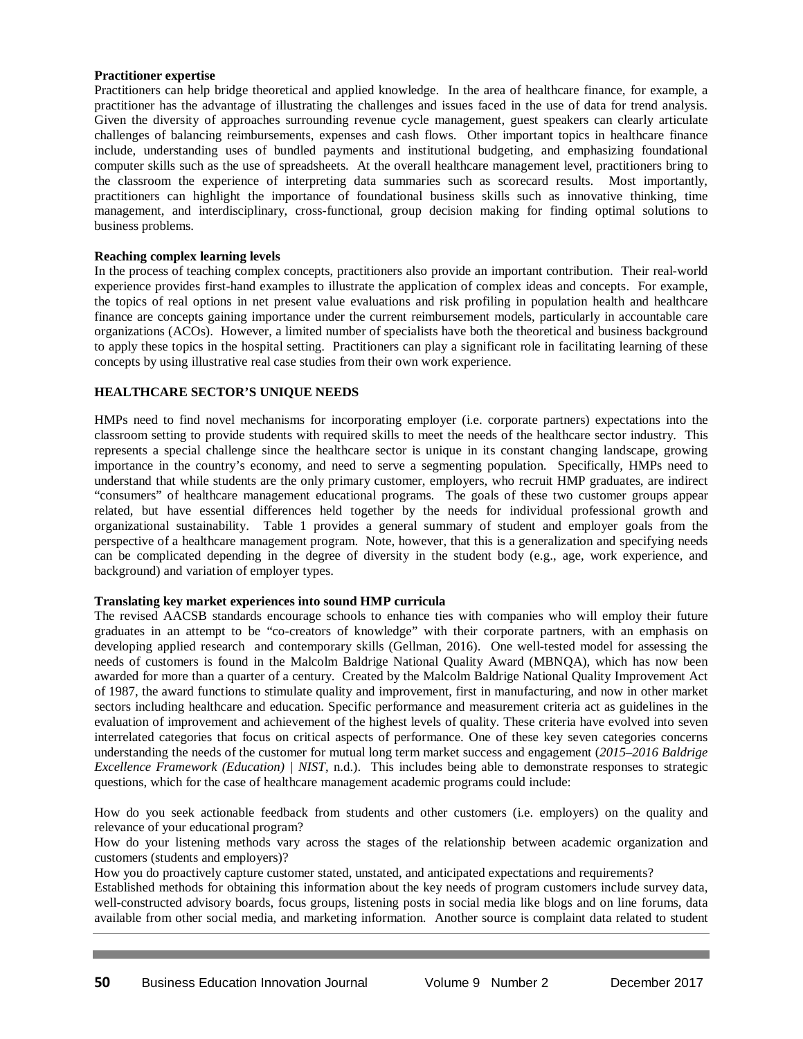**Practitioner expertise**

Practitioners can help bridge theoretical and applied knowledge. In the area of healthcare finance, for example, a practitioner has the advantage of illustrating the challenges and issues faced in the use of data for trend analysis. Given the diversity of approaches surrounding revenue cycle management, guest speakers can clearly articulate challenges of balancing reimbursements, expenses and cash flows. Other important topics in healthcare finance include, understanding uses of bundled payments and institutional budgeting, and emphasizing foundational computer skills such as the use of spreadsheets. At the overall healthcare management level, practitioners bring to the classroom the experience of interpreting data summaries such as scorecard results. Most importantly, practitioners can highlight the importance of foundational business skills such as innovative thinking, time management, and interdisciplinary, cross-functional, group decision making for finding optimal solutions to business problems.

**Reaching complex learning levels**

In the process of teaching complex concepts, practitioners also provide an important contribution. Their real-world experience provides first-hand examples to illustrate the application of complex ideas and concepts. For example, the topics of real options in net present value evaluations and risk profiling in population health and healthcare finance are concepts gaining importance under the current reimbursement models, particularly in accountable care organizations (ACOs). However, a limited number of specialists have both the theoretical and business background to apply these topics in the hospital setting. Practitioners can play a significant role in facilitating learning of these concepts by using illustrative real case studies from their own work experience.

## HEALTHCARE SECTOR'S UNIQUE NEEDS

HMPs need to find novel mechanisms for incorporating employer (i.e. corporate partners) expectations into the classroom setting to provide students with required skills to meet the needs of the healthcare sector industry. This represents a special challenge since the healthcare sector is unique in its constant changing landscape, growing importance in the country's economy, and need to serve a segmenting population. Specifically, HMPs need to understand that while students are the only primary customer, employers, who recruit HMP graduates, are indirect "consumers" of healthcare management educational programs. The goals of these two customer groups appear related, but have essential differences held together by the needs for individual professional growth and organizational sustainability. Table 1 provides a general summary of student and employer goals from the perspective of a healthcare management program. Note, however, that this is a generalization and specifying needs can be complicated depending in the degree of diversity in the student body (e.g., age, work experience, and background) and variation of employer types.

**Translating key market experiences into sound HMP curricula**

The revised AACSB standards encourage schools to enhance ties with companies who will employ their future graduates in an attempt to be "co-creators of knowledge" with their corporate partners, with an emphasis on developing applied research and contemporary skills (Gellman, 2016). One well-tested model for assessing the needs of customers is found in the Malcolm Baldrige National Quality Award (MBNQA), which has now been awarded for more than a quarter of a century. Created by the Malcolm Baldrige National Quality Improvement Act of 1987, the award functions to stimulate quality and improvement, first in manufacturing, and now in other market sectors including healthcare and education. Specific performance and measurement criteria act as guidelines in the evaluation of improvement and achievement of the highest levels of quality. These criteria have evolved into seven interrelated categories that focus on critical aspects of performance. One of these key seven categories concerns understanding the needs of the customer for mutual long term market success and engagement (*2015–2016 Baldrige Excellence Framework (Education) | NIST*, n.d.). This includes being able to demonstrate responses to strategic questions, which for the case of healthcare management academic programs could include:

How do you seek actionable feedback from students and other customers (i.e. employers) on the quality and relevance of your educational program?

How do your listening methods vary across the stages of the relationship between academic organization and customers (students and employers)?

How you do proactively capture customer stated, unstated, and anticipated expectations and requirements?

Established methods for obtaining this information about the key needs of program customers include survey data, well-constructed advisory boards, focus groups, listening posts in social media like blogs and on line forums, data available from other social media, and marketing information. Another source is complaint data related to student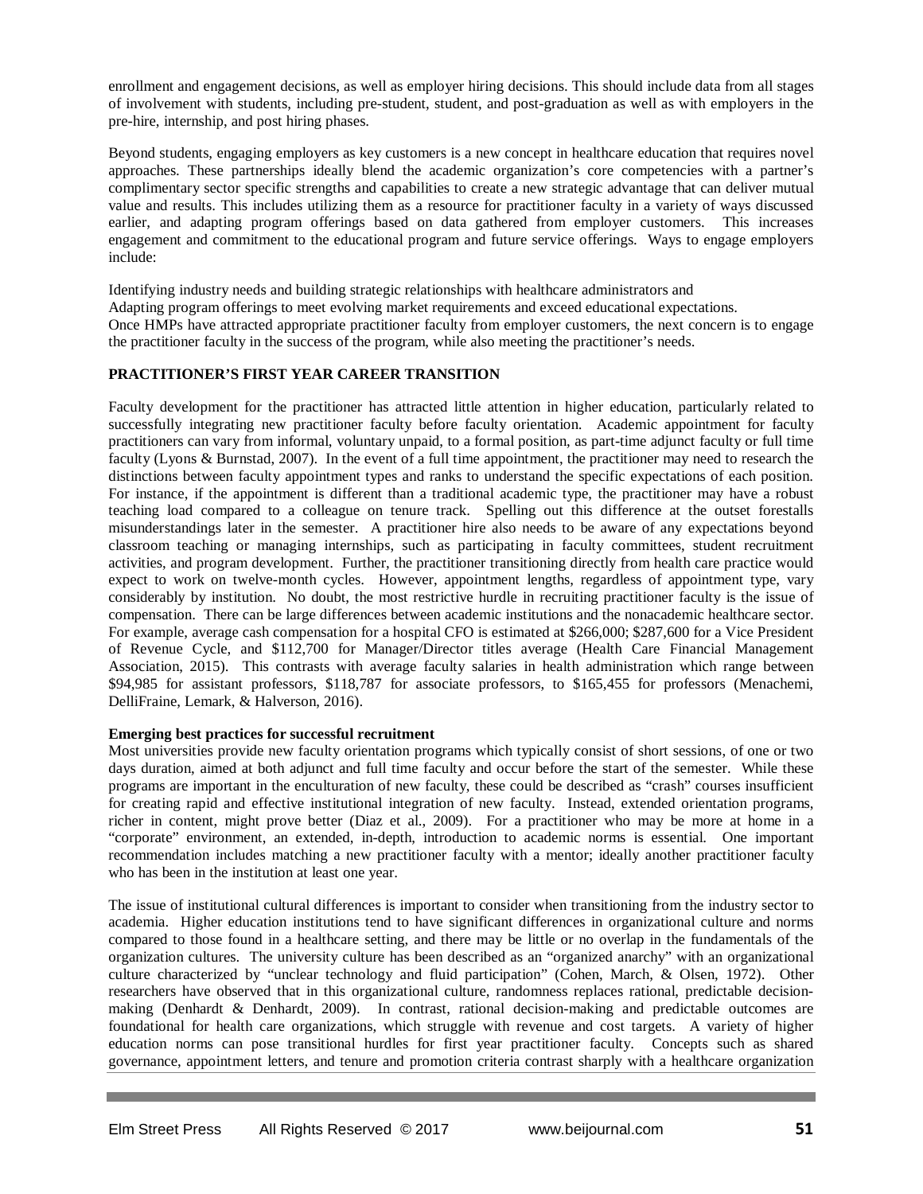enrollment and engagement decisions, as well as employer hiring decisions. This should include data from all stages of involvement with students, including pre-student, student, and post-graduation as well as with employers in the pre-hire, internship, and post hiring phases.

Beyond students, engaging employers as key customers is a new concept in healthcare education that requires novel approaches. These partnerships ideally blend the academic organization's core competencies with a partner's complimentary sector specific strengths and capabilities to create a new strategic advantage that can deliver mutual value and results. This includes utilizing them as a resource for practitioner faculty in a variety of ways discussed earlier, and adapting program offerings based on data gathered from employer customers. This increases engagement and commitment to the educational program and future service offerings. Ways to engage employers include:

Identifying industry needs and building strategic relationships with healthcare administrators and
Adapting program offerings to meet evolving market requirements and exceed educational expectations.
Once HMPs have attracted appropriate practitioner faculty from employer customers, the next concern is to engage the practitioner faculty in the success of the program, while also meeting the practitioner's needs.

## PRACTITIONER'S FIRST YEAR CAREER TRANSITION

Faculty development for the practitioner has attracted little attention in higher education, particularly related to successfully integrating new practitioner faculty before faculty orientation. Academic appointment for faculty practitioners can vary from informal, voluntary unpaid, to a formal position, as part-time adjunct faculty or full time faculty (Lyons & Burnstad, 2007). In the event of a full time appointment, the practitioner may need to research the distinctions between faculty appointment types and ranks to understand the specific expectations of each position. For instance, if the appointment is different than a traditional academic type, the practitioner may have a robust teaching load compared to a colleague on tenure track. Spelling out this difference at the outset forestalls misunderstandings later in the semester. A practitioner hire also needs to be aware of any expectations beyond classroom teaching or managing internships, such as participating in faculty committees, student recruitment activities, and program development. Further, the practitioner transitioning directly from health care practice would expect to work on twelve-month cycles. However, appointment lengths, regardless of appointment type, vary considerably by institution. No doubt, the most restrictive hurdle in recruiting practitioner faculty is the issue of compensation. There can be large differences between academic institutions and the nonacademic healthcare sector. For example, average cash compensation for a hospital CFO is estimated at $266,000; $287,600 for a Vice President of Revenue Cycle, and $112,700 for Manager/Director titles average (Health Care Financial Management Association, 2015). This contrasts with average faculty salaries in health administration which range between $94,985 for assistant professors, $118,787 for associate professors, to $165,455 for professors (Menachemi, DelliFraine, Lemark, & Halverson, 2016).

### Emerging best practices for successful recruitment

Most universities provide new faculty orientation programs which typically consist of short sessions, of one or two days duration, aimed at both adjunct and full time faculty and occur before the start of the semester. While these programs are important in the enculturation of new faculty, these could be described as "crash" courses insufficient for creating rapid and effective institutional integration of new faculty. Instead, extended orientation programs, richer in content, might prove better (Diaz et al., 2009). For a practitioner who may be more at home in a "corporate" environment, an extended, in-depth, introduction to academic norms is essential. One important recommendation includes matching a new practitioner faculty with a mentor; ideally another practitioner faculty who has been in the institution at least one year.

The issue of institutional cultural differences is important to consider when transitioning from the industry sector to academia. Higher education institutions tend to have significant differences in organizational culture and norms compared to those found in a healthcare setting, and there may be little or no overlap in the fundamentals of the organization cultures. The university culture has been described as an "organized anarchy" with an organizational culture characterized by "unclear technology and fluid participation" (Cohen, March, & Olsen, 1972). Other researchers have observed that in this organizational culture, randomness replaces rational, predictable decision-making (Denhardt & Denhardt, 2009). In contrast, rational decision-making and predictable outcomes are foundational for health care organizations, which struggle with revenue and cost targets. A variety of higher education norms can pose transitional hurdles for first year practitioner faculty. Concepts such as shared governance, appointment letters, and tenure and promotion criteria contrast sharply with a healthcare organization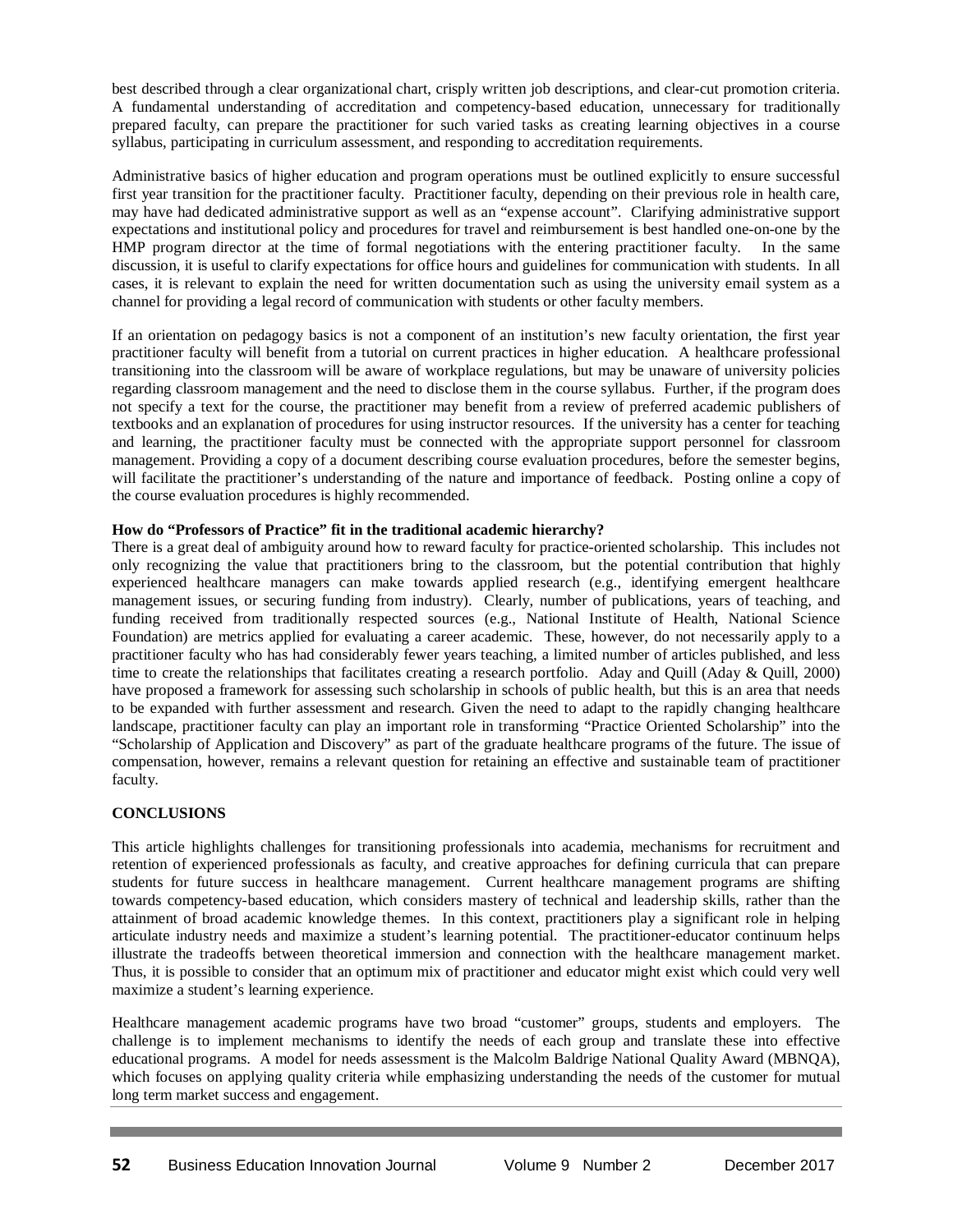best described through a clear organizational chart, crisply written job descriptions, and clear-cut promotion criteria. A fundamental understanding of accreditation and competency-based education, unnecessary for traditionally prepared faculty, can prepare the practitioner for such varied tasks as creating learning objectives in a course syllabus, participating in curriculum assessment, and responding to accreditation requirements.

Administrative basics of higher education and program operations must be outlined explicitly to ensure successful first year transition for the practitioner faculty. Practitioner faculty, depending on their previous role in health care, may have had dedicated administrative support as well as an "expense account". Clarifying administrative support expectations and institutional policy and procedures for travel and reimbursement is best handled one-on-one by the HMP program director at the time of formal negotiations with the entering practitioner faculty. In the same discussion, it is useful to clarify expectations for office hours and guidelines for communication with students. In all cases, it is relevant to explain the need for written documentation such as using the university email system as a channel for providing a legal record of communication with students or other faculty members.

If an orientation on pedagogy basics is not a component of an institution's new faculty orientation, the first year practitioner faculty will benefit from a tutorial on current practices in higher education. A healthcare professional transitioning into the classroom will be aware of workplace regulations, but may be unaware of university policies regarding classroom management and the need to disclose them in the course syllabus. Further, if the program does not specify a text for the course, the practitioner may benefit from a review of preferred academic publishers of textbooks and an explanation of procedures for using instructor resources. If the university has a center for teaching and learning, the practitioner faculty must be connected with the appropriate support personnel for classroom management. Providing a copy of a document describing course evaluation procedures, before the semester begins, will facilitate the practitioner's understanding of the nature and importance of feedback. Posting online a copy of the course evaluation procedures is highly recommended.

**How do "Professors of Practice" fit in the traditional academic hierarchy?**

There is a great deal of ambiguity around how to reward faculty for practice-oriented scholarship. This includes not only recognizing the value that practitioners bring to the classroom, but the potential contribution that highly experienced healthcare managers can make towards applied research (e.g., identifying emergent healthcare management issues, or securing funding from industry). Clearly, number of publications, years of teaching, and funding received from traditionally respected sources (e.g., National Institute of Health, National Science Foundation) are metrics applied for evaluating a career academic. These, however, do not necessarily apply to a practitioner faculty who has had considerably fewer years teaching, a limited number of articles published, and less time to create the relationships that facilitates creating a research portfolio. Aday and Quill (Aday & Quill, 2000) have proposed a framework for assessing such scholarship in schools of public health, but this is an area that needs to be expanded with further assessment and research. Given the need to adapt to the rapidly changing healthcare landscape, practitioner faculty can play an important role in transforming "Practice Oriented Scholarship" into the "Scholarship of Application and Discovery" as part of the graduate healthcare programs of the future. The issue of compensation, however, remains a relevant question for retaining an effective and sustainable team of practitioner faculty.

## CONCLUSIONS

This article highlights challenges for transitioning professionals into academia, mechanisms for recruitment and retention of experienced professionals as faculty, and creative approaches for defining curricula that can prepare students for future success in healthcare management. Current healthcare management programs are shifting towards competency-based education, which considers mastery of technical and leadership skills, rather than the attainment of broad academic knowledge themes. In this context, practitioners play a significant role in helping articulate industry needs and maximize a student's learning potential. The practitioner-educator continuum helps illustrate the tradeoffs between theoretical immersion and connection with the healthcare management market. Thus, it is possible to consider that an optimum mix of practitioner and educator might exist which could very well maximize a student's learning experience.

Healthcare management academic programs have two broad "customer" groups, students and employers. The challenge is to implement mechanisms to identify the needs of each group and translate these into effective educational programs. A model for needs assessment is the Malcolm Baldrige National Quality Award (MBNQA), which focuses on applying quality criteria while emphasizing understanding the needs of the customer for mutual long term market success and engagement.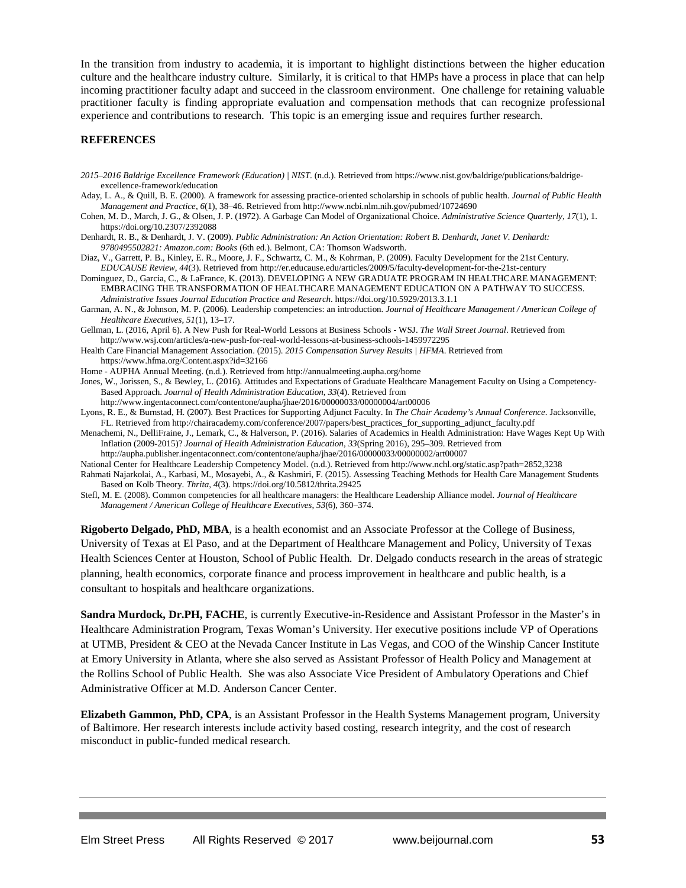In the transition from industry to academia, it is important to highlight distinctions between the higher education culture and the healthcare industry culture. Similarly, it is critical to that HMPs have a process in place that can help incoming practitioner faculty adapt and succeed in the classroom environment. One challenge for retaining valuable practitioner faculty is finding appropriate evaluation and compensation methods that can recognize professional experience and contributions to research. This topic is an emerging issue and requires further research.

## REFERENCES

*2015–2016 Baldrige Excellence Framework (Education) | NIST*. (n.d.). Retrieved from https://www.nist.gov/baldrige/publications/baldrige-excellence-framework/education

Aday, L. A., & Quill, B. E. (2000). A framework for assessing practice-oriented scholarship in schools of public health. *Journal of Public Health Management and Practice*, *6*(1), 38–46. Retrieved from http://www.ncbi.nlm.nih.gov/pubmed/10724690

Cohen, M. D., March, J. G., & Olsen, J. P. (1972). A Garbage Can Model of Organizational Choice. *Administrative Science Quarterly*, *17*(1), 1. https://doi.org/10.2307/2392088

Denhardt, R. B., & Denhardt, J. V. (2009). *Public Administration: An Action Orientation: Robert B. Denhardt, Janet V. Denhardt: 9780495502821: Amazon.com: Books* (6th ed.). Belmont, CA: Thomson Wadsworth.

Diaz, V., Garrett, P. B., Kinley, E. R., Moore, J. F., Schwartz, C. M., & Kohrman, P. (2009). Faculty Development for the 21st Century. *EDUCAUSE Review*, *44*(3). Retrieved from http://er.educause.edu/articles/2009/5/faculty-development-for-the-21st-century

Dominguez, D., Garcia, C., & LaFrance, K. (2013). DEVELOPING A NEW GRADUATE PROGRAM IN HEALTHCARE MANAGEMENT: EMBRACING THE TRANSFORMATION OF HEALTHCARE MANAGEMENT EDUCATION ON A PATHWAY TO SUCCESS. *Administrative Issues Journal Education Practice and Research*. https://doi.org/10.5929/2013.3.1.1

Garman, A. N., & Johnson, M. P. (2006). Leadership competencies: an introduction. *Journal of Healthcare Management / American College of Healthcare Executives*, *51*(1), 13–17.

Gellman, L. (2016, April 6). A New Push for Real-World Lessons at Business Schools - WSJ. *The Wall Street Journal*. Retrieved from http://www.wsj.com/articles/a-new-push-for-real-world-lessons-at-business-schools-1459972295

Health Care Financial Management Association. (2015). *2015 Compensation Survey Results | HFMA*. Retrieved from https://www.hfma.org/Content.aspx?id=32166

Home - AUPHA Annual Meeting. (n.d.). Retrieved from http://annualmeeting.aupha.org/home

Jones, W., Jorissen, S., & Bewley, L. (2016). Attitudes and Expectations of Graduate Healthcare Management Faculty on Using a Competency-Based Approach. *Journal of Health Administration Education*, *33*(4). Retrieved from http://www.ingentaconnect.com/contentone/aupha/jhae/2016/00000033/00000004/art00006

Lyons, R. E., & Burnstad, H. (2007). Best Practices for Supporting Adjunct Faculty. In *The Chair Academy's Annual Conference*. Jacksonville, FL. Retrieved from http://chairacademy.com/conference/2007/papers/best_practices_for_supporting_adjunct_faculty.pdf

Menachemi, N., DelliFraine, J., Lemark, C., & Halverson, P. (2016). Salaries of Academics in Health Administration: Have Wages Kept Up With Inflation (2009-2015)? *Journal of Health Administration Education*, *33*(Spring 2016), 295–309. Retrieved from http://aupha.publisher.ingentaconnect.com/contentone/aupha/jhae/2016/00000033/00000002/art00007

National Center for Healthcare Leadership Competency Model. (n.d.). Retrieved from http://www.nchl.org/static.asp?path=2852,3238

Rahmati Najarkolai, A., Karbasi, M., Mosayebi, A., & Kashmiri, F. (2015). Assessing Teaching Methods for Health Care Management Students Based on Kolb Theory. *Thrita*, *4*(3). https://doi.org/10.5812/thrita.29425

Stefl, M. E. (2008). Common competencies for all healthcare managers: the Healthcare Leadership Alliance model. *Journal of Healthcare Management / American College of Healthcare Executives*, *53*(6), 360–374.

**Rigoberto Delgado, PhD, MBA**, is a health economist and an Associate Professor at the College of Business, University of Texas at El Paso, and at the Department of Healthcare Management and Policy, University of Texas Health Sciences Center at Houston, School of Public Health. Dr. Delgado conducts research in the areas of strategic planning, health economics, corporate finance and process improvement in healthcare and public health, is a consultant to hospitals and healthcare organizations.

**Sandra Murdock, Dr.PH, FACHE**, is currently Executive-in-Residence and Assistant Professor in the Master's in Healthcare Administration Program, Texas Woman's University. Her executive positions include VP of Operations at UTMB, President & CEO at the Nevada Cancer Institute in Las Vegas, and COO of the Winship Cancer Institute at Emory University in Atlanta, where she also served as Assistant Professor of Health Policy and Management at the Rollins School of Public Health. She was also Associate Vice President of Ambulatory Operations and Chief Administrative Officer at M.D. Anderson Cancer Center.

**Elizabeth Gammon, PhD, CPA**, is an Assistant Professor in the Health Systems Management program, University of Baltimore. Her research interests include activity based costing, research integrity, and the cost of research misconduct in public-funded medical research.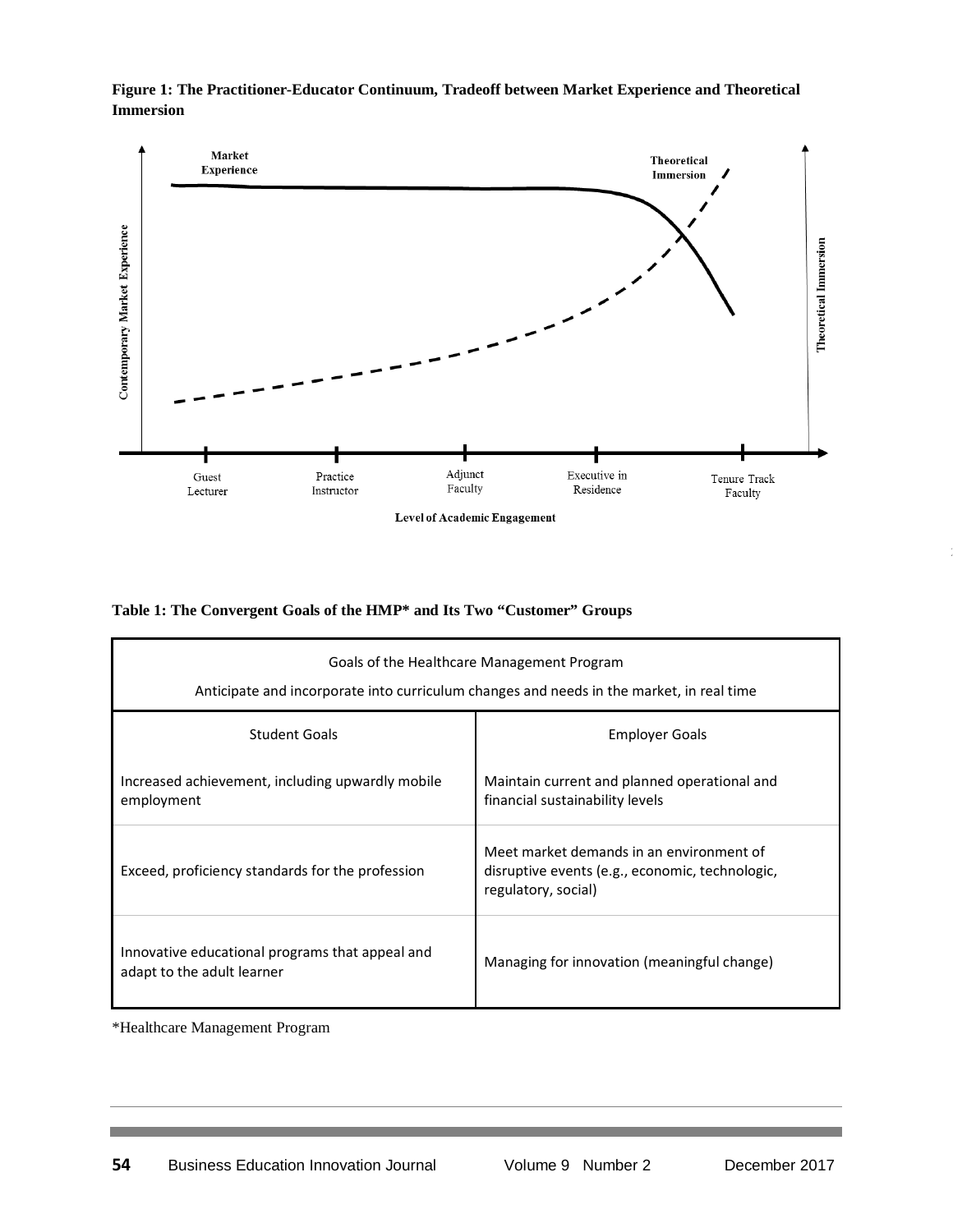**Figure 1: The Practitioner-Educator Continuum, Tradeoff between Market Experience and Theoretical Immersion**

Market Experience

Theoretical Immersion

Contemporary Market Experience

Theoretical Immersion

Guest Lecturer

Practice Instructor

Adjunct Faculty

Executive in Residence

Tenure Track Faculty

Level of Academic Engagement

**Table 1: The Convergent Goals of the HMP* and Its Two "Customer" Groups**

| Goals of the Healthcare Management Program<br>Anticipate and incorporate into curriculum changes and needs in the market, in real time | |
|---|---|
| Student Goals | Employer Goals |
| Increased achievement, including upwardly mobile employment | Maintain current and planned operational and financial sustainability levels |
| Exceed, proficiency standards for the profession | Meet market demands in an environment of disruptive events (e.g., economic, technologic, regulatory, social) |
| Innovative educational programs that appeal and adapt to the adult learner | Managing for innovation (meaningful change) |

*Healthcare Management Program